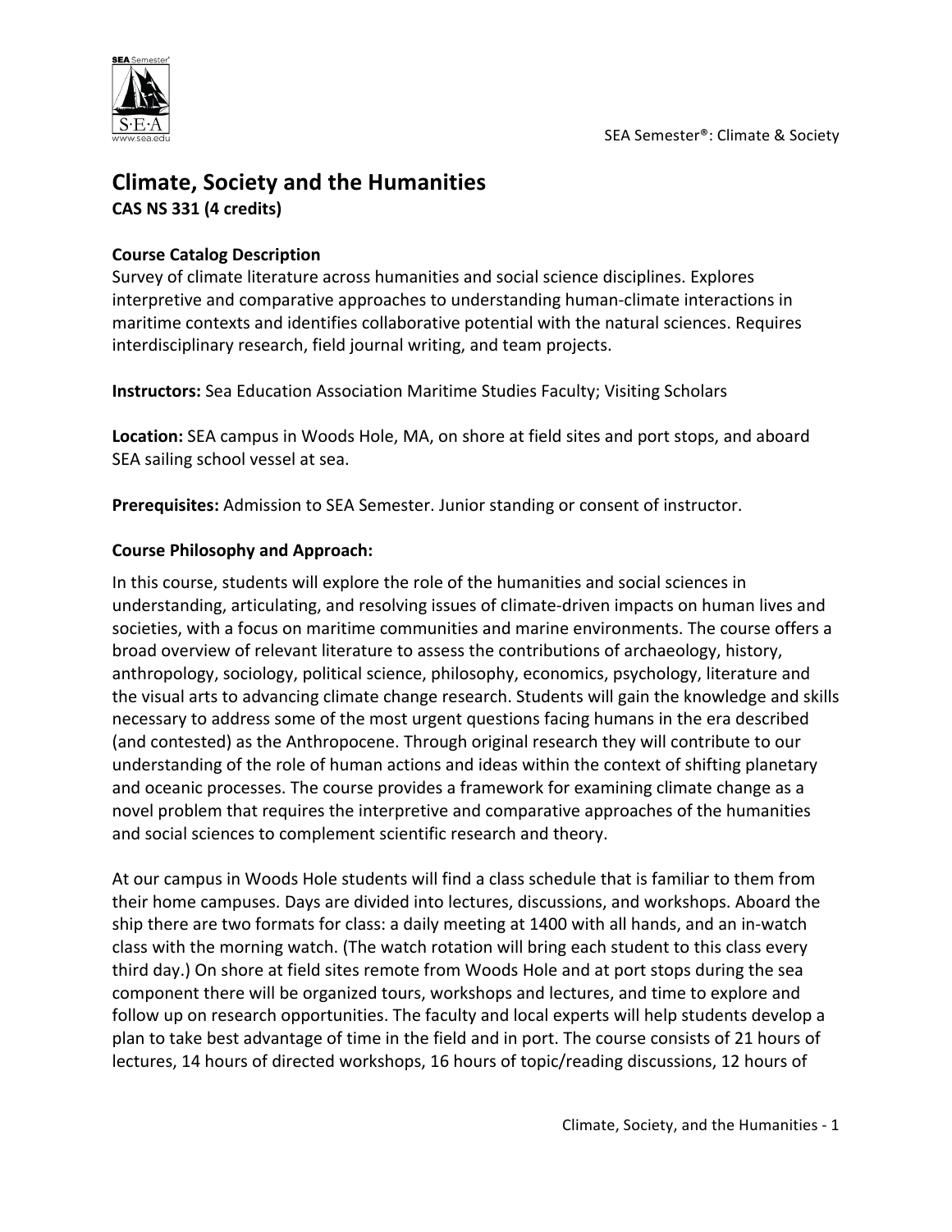# Climate, Society and the Humanities

**CAS NS 331 (4 credits)**

**Course Catalog Description**

Survey of climate literature across humanities and social science disciplines. Explores interpretive and comparative approaches to understanding human-climate interactions in maritime contexts and identifies collaborative potential with the natural sciences. Requires interdisciplinary research, field journal writing, and team projects.

**Instructors:** Sea Education Association Maritime Studies Faculty; Visiting Scholars

**Location:** SEA campus in Woods Hole, MA, on shore at field sites and port stops, and aboard SEA sailing school vessel at sea.

**Prerequisites:** Admission to SEA Semester. Junior standing or consent of instructor.

**Course Philosophy and Approach:**

In this course, students will explore the role of the humanities and social sciences in understanding, articulating, and resolving issues of climate-driven impacts on human lives and societies, with a focus on maritime communities and marine environments. The course offers a broad overview of relevant literature to assess the contributions of archaeology, history, anthropology, sociology, political science, philosophy, economics, psychology, literature and the visual arts to advancing climate change research. Students will gain the knowledge and skills necessary to address some of the most urgent questions facing humans in the era described (and contested) as the Anthropocene. Through original research they will contribute to our understanding of the role of human actions and ideas within the context of shifting planetary and oceanic processes. The course provides a framework for examining climate change as a novel problem that requires the interpretive and comparative approaches of the humanities and social sciences to complement scientific research and theory.

At our campus in Woods Hole students will find a class schedule that is familiar to them from their home campuses. Days are divided into lectures, discussions, and workshops. Aboard the ship there are two formats for class: a daily meeting at 1400 with all hands, and an in-watch class with the morning watch. (The watch rotation will bring each student to this class every third day.) On shore at field sites remote from Woods Hole and at port stops during the sea component there will be organized tours, workshops and lectures, and time to explore and follow up on research opportunities. The faculty and local experts will help students develop a plan to take best advantage of time in the field and in port. The course consists of 21 hours of lectures, 14 hours of directed workshops, 16 hours of topic/reading discussions, 12 hours of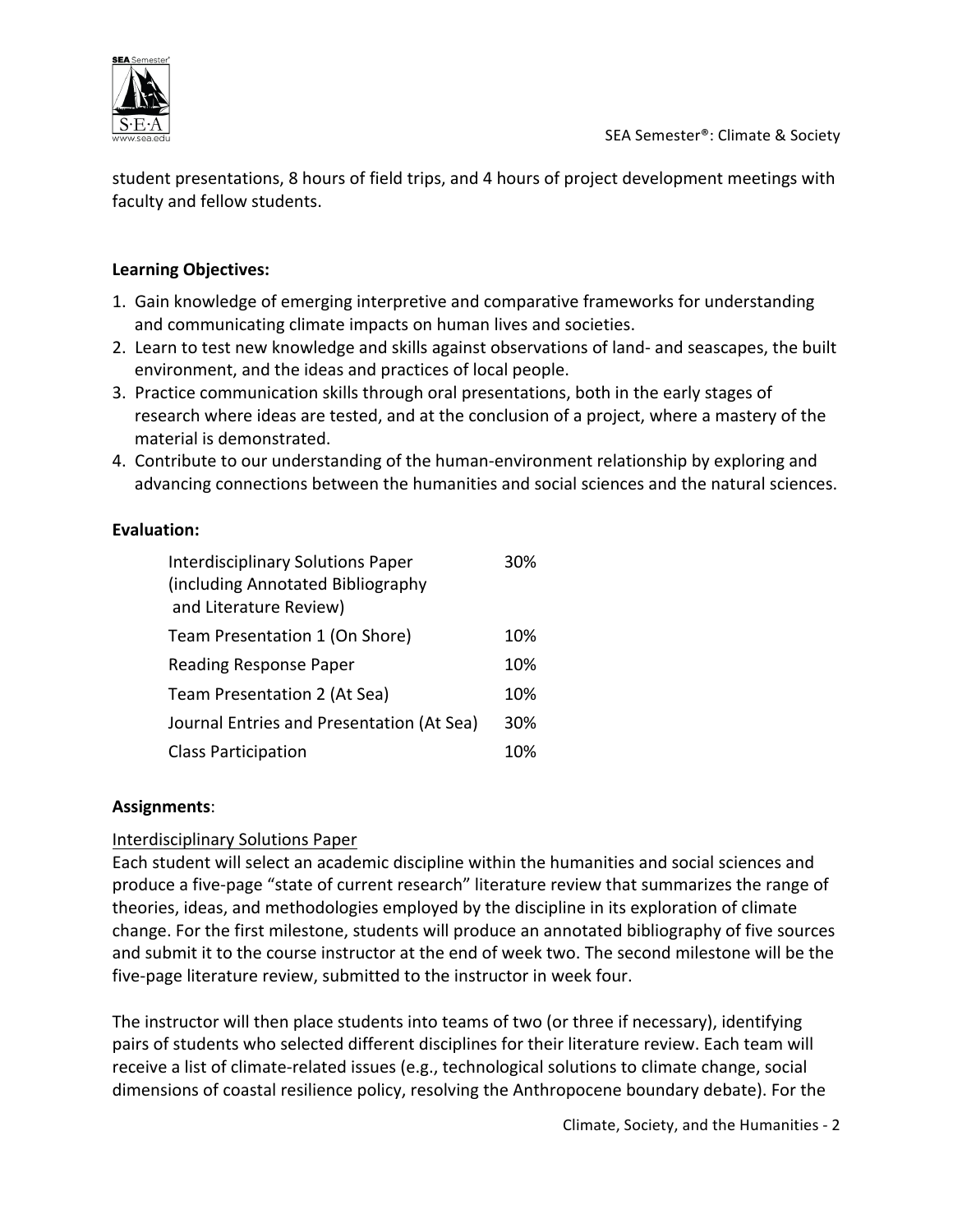student presentations, 8 hours of field trips, and 4 hours of project development meetings with faculty and fellow students.

**Learning Objectives:**

1. Gain knowledge of emerging interpretive and comparative frameworks for understanding and communicating climate impacts on human lives and societies.
2. Learn to test new knowledge and skills against observations of land- and seascapes, the built environment, and the ideas and practices of local people.
3. Practice communication skills through oral presentations, both in the early stages of research where ideas are tested, and at the conclusion of a project, where a mastery of the material is demonstrated.
4. Contribute to our understanding of the human-environment relationship by exploring and advancing connections between the humanities and social sciences and the natural sciences.

**Evaluation:**

| | |
|---|---|
| Interdisciplinary Solutions Paper (including Annotated Bibliography and Literature Review) | 30% |
| Team Presentation 1 (On Shore) | 10% |
| Reading Response Paper | 10% |
| Team Presentation 2 (At Sea) | 10% |
| Journal Entries and Presentation (At Sea) | 30% |
| Class Participation | 10% |

**Assignments**:

Interdisciplinary Solutions Paper

Each student will select an academic discipline within the humanities and social sciences and produce a five-page "state of current research" literature review that summarizes the range of theories, ideas, and methodologies employed by the discipline in its exploration of climate change. For the first milestone, students will produce an annotated bibliography of five sources and submit it to the course instructor at the end of week two. The second milestone will be the five-page literature review, submitted to the instructor in week four.

The instructor will then place students into teams of two (or three if necessary), identifying pairs of students who selected different disciplines for their literature review. Each team will receive a list of climate-related issues (e.g., technological solutions to climate change, social dimensions of coastal resilience policy, resolving the Anthropocene boundary debate). For the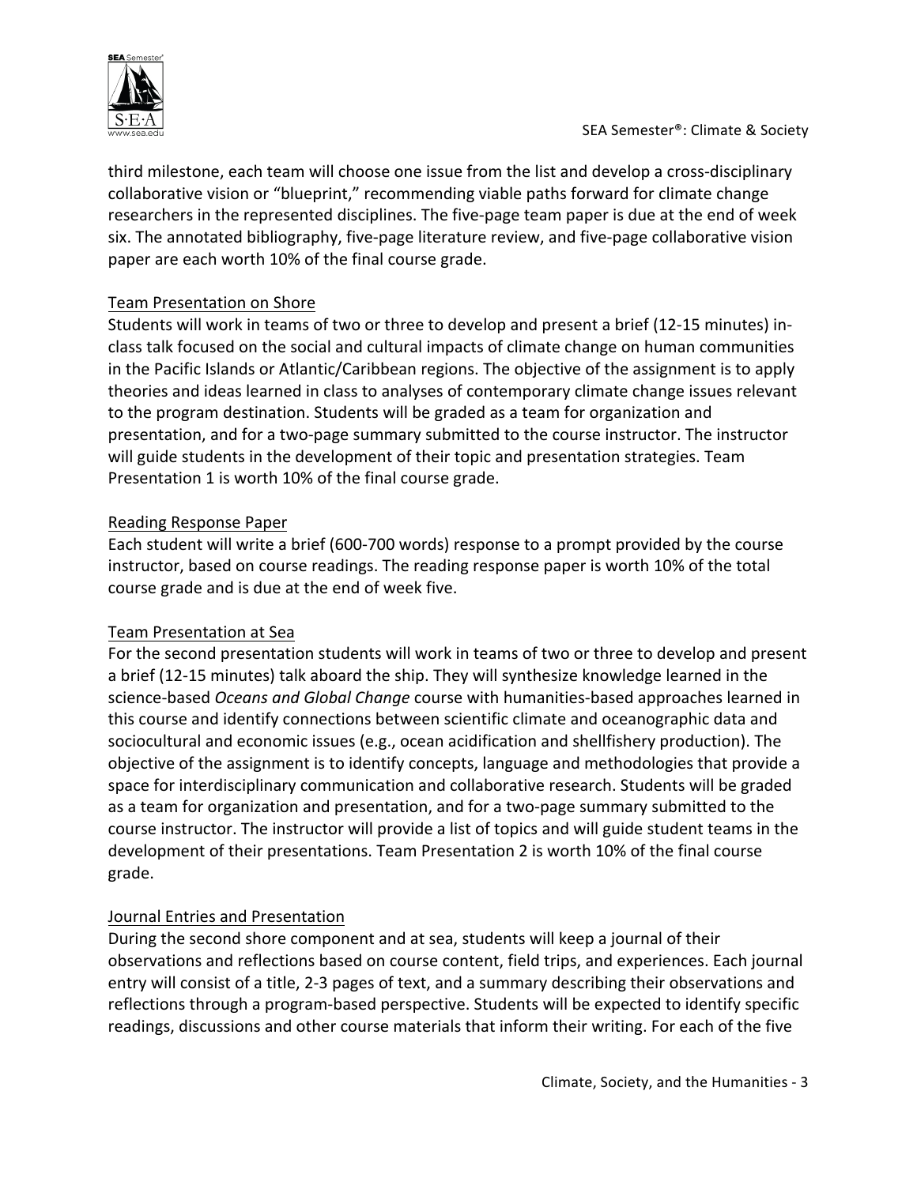third milestone, each team will choose one issue from the list and develop a cross-disciplinary collaborative vision or "blueprint," recommending viable paths forward for climate change researchers in the represented disciplines. The five-page team paper is due at the end of week six. The annotated bibliography, five-page literature review, and five-page collaborative vision paper are each worth 10% of the final course grade.

<u>Team Presentation on Shore</u>

Students will work in teams of two or three to develop and present a brief (12-15 minutes) in-class talk focused on the social and cultural impacts of climate change on human communities in the Pacific Islands or Atlantic/Caribbean regions. The objective of the assignment is to apply theories and ideas learned in class to analyses of contemporary climate change issues relevant to the program destination. Students will be graded as a team for organization and presentation, and for a two-page summary submitted to the course instructor. The instructor will guide students in the development of their topic and presentation strategies. Team Presentation 1 is worth 10% of the final course grade.

<u>Reading Response Paper</u>

Each student will write a brief (600-700 words) response to a prompt provided by the course instructor, based on course readings. The reading response paper is worth 10% of the total course grade and is due at the end of week five.

<u>Team Presentation at Sea</u>

For the second presentation students will work in teams of two or three to develop and present a brief (12-15 minutes) talk aboard the ship. They will synthesize knowledge learned in the science-based *Oceans and Global Change* course with humanities-based approaches learned in this course and identify connections between scientific climate and oceanographic data and sociocultural and economic issues (e.g., ocean acidification and shellfishery production). The objective of the assignment is to identify concepts, language and methodologies that provide a space for interdisciplinary communication and collaborative research. Students will be graded as a team for organization and presentation, and for a two-page summary submitted to the course instructor. The instructor will provide a list of topics and will guide student teams in the development of their presentations. Team Presentation 2 is worth 10% of the final course grade.

<u>Journal Entries and Presentation</u>

During the second shore component and at sea, students will keep a journal of their observations and reflections based on course content, field trips, and experiences. Each journal entry will consist of a title, 2-3 pages of text, and a summary describing their observations and reflections through a program-based perspective. Students will be expected to identify specific readings, discussions and other course materials that inform their writing. For each of the five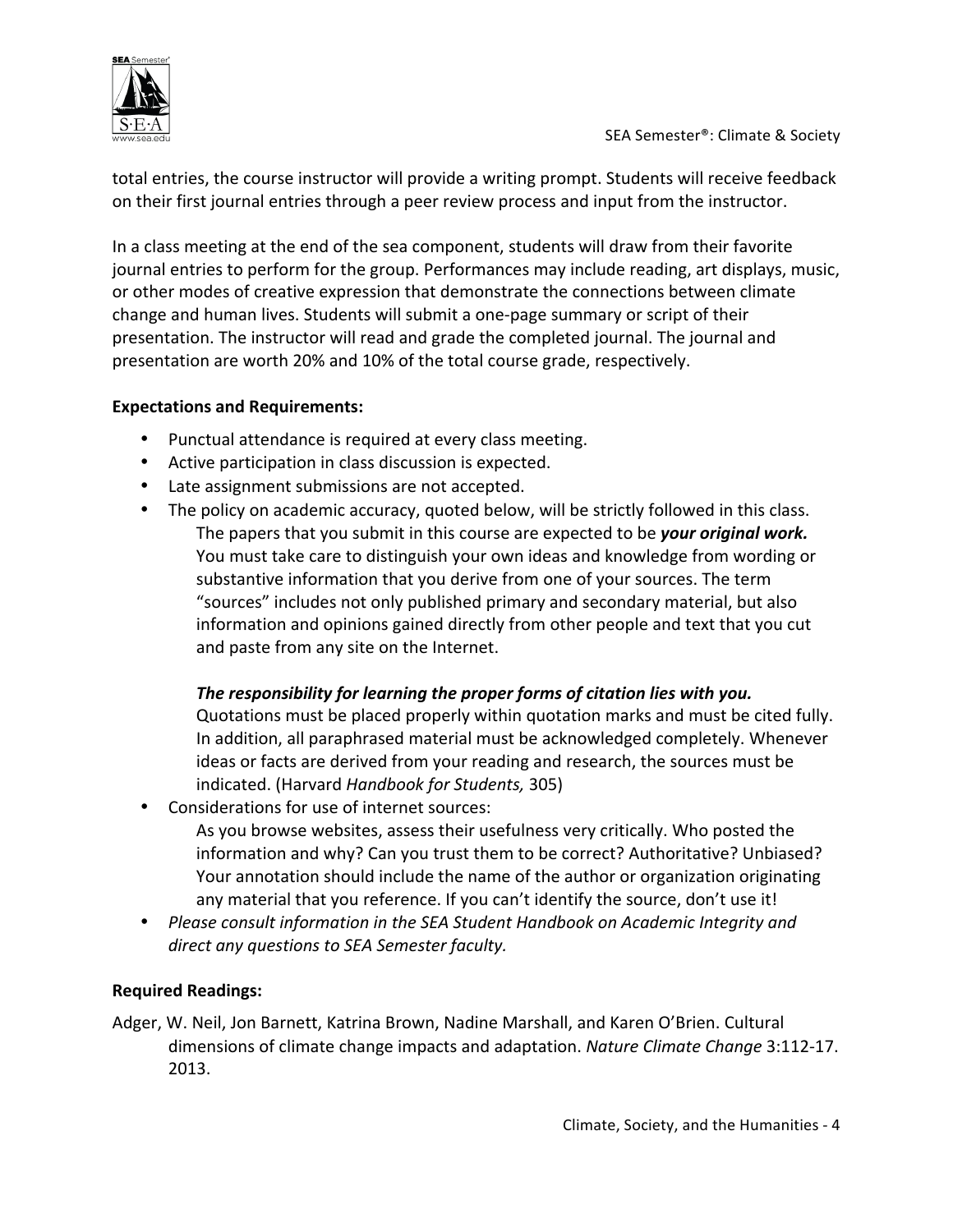total entries, the course instructor will provide a writing prompt. Students will receive feedback on their first journal entries through a peer review process and input from the instructor.

In a class meeting at the end of the sea component, students will draw from their favorite journal entries to perform for the group. Performances may include reading, art displays, music, or other modes of creative expression that demonstrate the connections between climate change and human lives. Students will submit a one-page summary or script of their presentation. The instructor will read and grade the completed journal. The journal and presentation are worth 20% and 10% of the total course grade, respectively.

**Expectations and Requirements:**

- Punctual attendance is required at every class meeting.
- Active participation in class discussion is expected.
- Late assignment submissions are not accepted.
- The policy on academic accuracy, quoted below, will be strictly followed in this class.

  The papers that you submit in this course are expected to be ***your original work.*** You must take care to distinguish your own ideas and knowledge from wording or substantive information that you derive from one of your sources. The term "sources" includes not only published primary and secondary material, but also information and opinions gained directly from other people and text that you cut and paste from any site on the Internet.

  ***The responsibility for learning the proper forms of citation lies with you.*** Quotations must be placed properly within quotation marks and must be cited fully. In addition, all paraphrased material must be acknowledged completely. Whenever ideas or facts are derived from your reading and research, the sources must be indicated. (Harvard *Handbook for Students,* 305)
- Considerations for use of internet sources:

  As you browse websites, assess their usefulness very critically. Who posted the information and why? Can you trust them to be correct? Authoritative? Unbiased? Your annotation should include the name of the author or organization originating any material that you reference. If you can't identify the source, don't use it!
- *Please consult information in the SEA Student Handbook on Academic Integrity and direct any questions to SEA Semester faculty.*

**Required Readings:**

Adger, W. Neil, Jon Barnett, Katrina Brown, Nadine Marshall, and Karen O'Brien. Cultural dimensions of climate change impacts and adaptation. *Nature Climate Change* 3:112-17. 2013.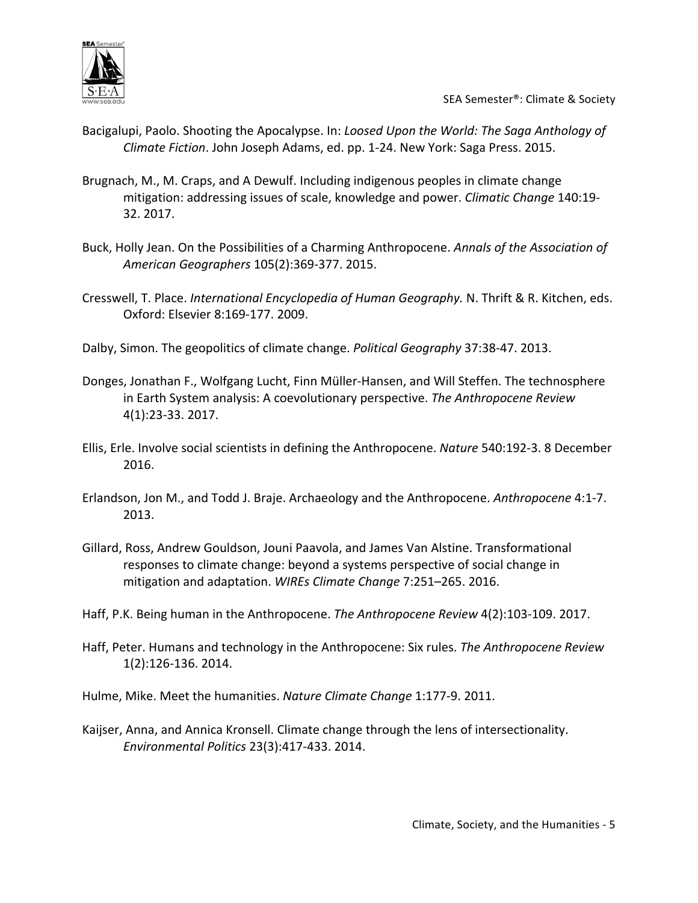Bacigalupi, Paolo. Shooting the Apocalypse. In: *Loosed Upon the World: The Saga Anthology of Climate Fiction*. John Joseph Adams, ed. pp. 1-24. New York: Saga Press. 2015.

Brugnach, M., M. Craps, and A Dewulf. Including indigenous peoples in climate change mitigation: addressing issues of scale, knowledge and power. *Climatic Change* 140:19-32. 2017.

Buck, Holly Jean. On the Possibilities of a Charming Anthropocene. *Annals of the Association of American Geographers* 105(2):369-377. 2015.

Cresswell, T. Place. *International Encyclopedia of Human Geography.* N. Thrift & R. Kitchen, eds. Oxford: Elsevier 8:169-177. 2009.

Dalby, Simon. The geopolitics of climate change. *Political Geography* 37:38-47. 2013.

Donges, Jonathan F., Wolfgang Lucht, Finn Müller-Hansen, and Will Steffen. The technosphere in Earth System analysis: A coevolutionary perspective. *The Anthropocene Review* 4(1):23-33. 2017.

Ellis, Erle. Involve social scientists in defining the Anthropocene. *Nature* 540:192-3. 8 December 2016.

Erlandson, Jon M., and Todd J. Braje. Archaeology and the Anthropocene. *Anthropocene* 4:1-7. 2013.

Gillard, Ross, Andrew Gouldson, Jouni Paavola, and James Van Alstine. Transformational responses to climate change: beyond a systems perspective of social change in mitigation and adaptation. *WIREs Climate Change* 7:251–265. 2016.

Haff, P.K. Being human in the Anthropocene. *The Anthropocene Review* 4(2):103-109. 2017.

Haff, Peter. Humans and technology in the Anthropocene: Six rules. *The Anthropocene Review* 1(2):126-136. 2014.

Hulme, Mike. Meet the humanities. *Nature Climate Change* 1:177-9. 2011.

Kaijser, Anna, and Annica Kronsell. Climate change through the lens of intersectionality. *Environmental Politics* 23(3):417-433. 2014.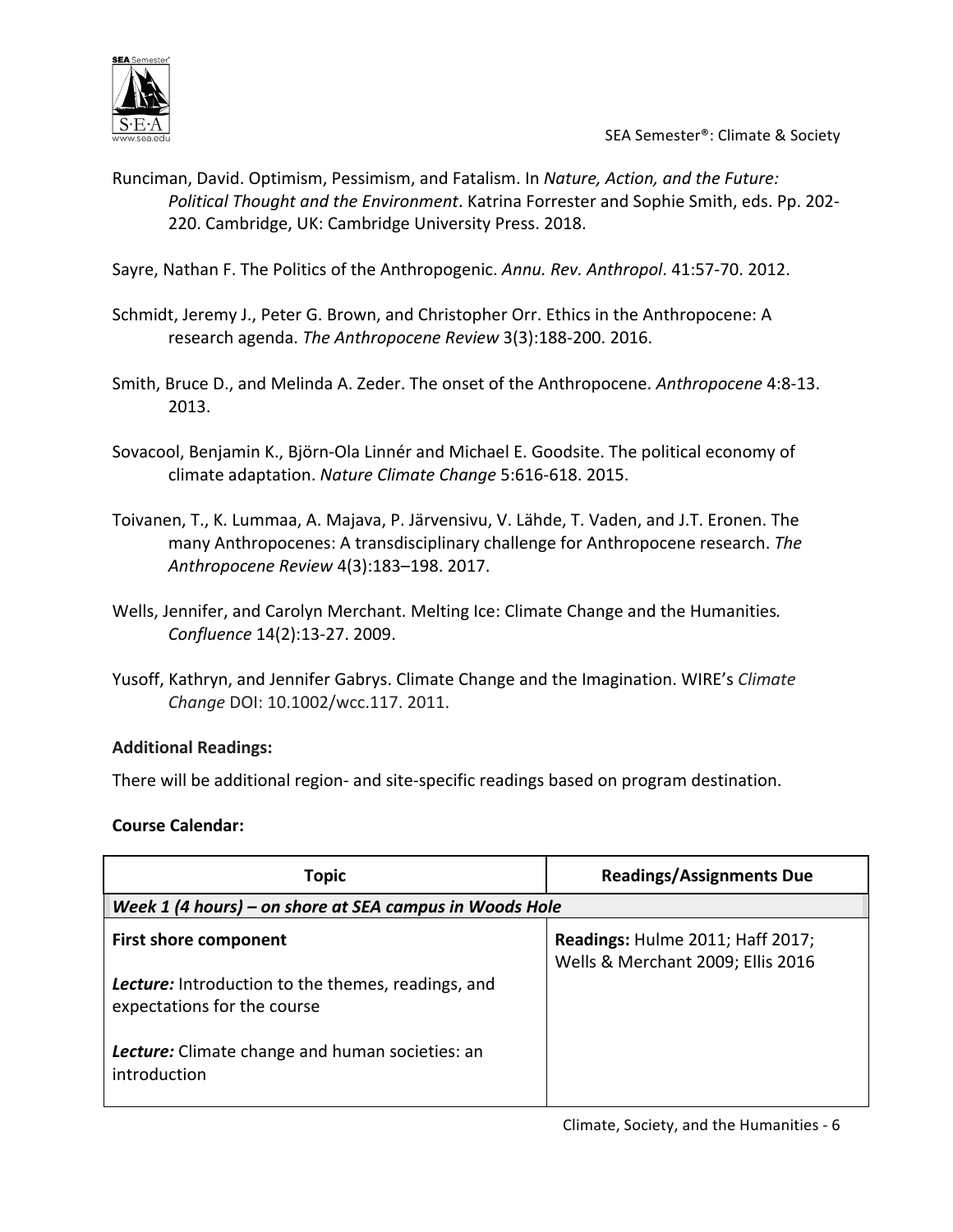Runciman, David. Optimism, Pessimism, and Fatalism. In *Nature, Action, and the Future: Political Thought and the Environment*. Katrina Forrester and Sophie Smith, eds. Pp. 202-220. Cambridge, UK: Cambridge University Press. 2018.

Sayre, Nathan F. The Politics of the Anthropogenic. *Annu. Rev. Anthropol*. 41:57-70. 2012.

Schmidt, Jeremy J., Peter G. Brown, and Christopher Orr. Ethics in the Anthropocene: A research agenda. *The Anthropocene Review* 3(3):188-200. 2016.

Smith, Bruce D., and Melinda A. Zeder. The onset of the Anthropocene. *Anthropocene* 4:8-13. 2013.

Sovacool, Benjamin K., Björn-Ola Linnér and Michael E. Goodsite. The political economy of climate adaptation. *Nature Climate Change* 5:616-618. 2015.

Toivanen, T., K. Lummaa, A. Majava, P. Järvensivu, V. Lähde, T. Vaden, and J.T. Eronen. The many Anthropocenes: A transdisciplinary challenge for Anthropocene research. *The Anthropocene Review* 4(3):183–198. 2017.

Wells, Jennifer, and Carolyn Merchant. Melting Ice: Climate Change and the Humanities. *Confluence* 14(2):13-27. 2009.

Yusoff, Kathryn, and Jennifer Gabrys. Climate Change and the Imagination. WIRE's *Climate Change* DOI: 10.1002/wcc.117. 2011.

**Additional Readings:**

There will be additional region- and site-specific readings based on program destination.

**Course Calendar:**

| Topic | Readings/Assignments Due |
| --- | --- |
| ***Week 1 (4 hours) – on shore at SEA campus in Woods Hole*** | |
| **First shore component**<br><br>***Lecture:*** Introduction to the themes, readings, and expectations for the course<br><br>***Lecture:*** Climate change and human societies: an introduction | **Readings:** Hulme 2011; Haff 2017; Wells & Merchant 2009; Ellis 2016 |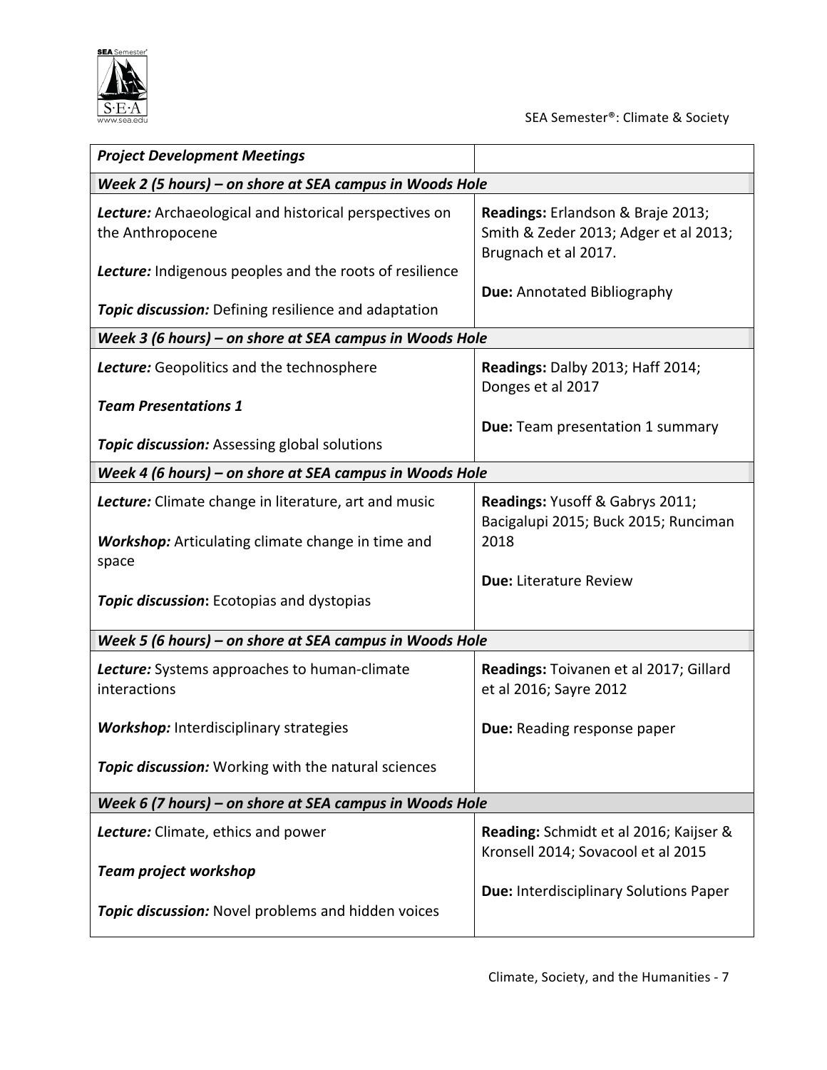| *Project Development Meetings* | |
|---|---|
| ***Week 2 (5 hours) – on shore at SEA campus in Woods Hole*** | |
| ***Lecture:*** Archaeological and historical perspectives on the Anthropocene<br><br>***Lecture:*** Indigenous peoples and the roots of resilience<br><br>***Topic discussion:*** Defining resilience and adaptation | **Readings:** Erlandson & Braje 2013; Smith & Zeder 2013; Adger et al 2013; Brugnach et al 2017.<br><br>**Due:** Annotated Bibliography |
| ***Week 3 (6 hours) – on shore at SEA campus in Woods Hole*** | |
| ***Lecture:*** Geopolitics and the technosphere<br><br>***Team Presentations 1***<br><br>***Topic discussion:*** Assessing global solutions | **Readings:** Dalby 2013; Haff 2014; Donges et al 2017<br><br>**Due:** Team presentation 1 summary |
| ***Week 4 (6 hours) – on shore at SEA campus in Woods Hole*** | |
| ***Lecture:*** Climate change in literature, art and music<br><br>***Workshop:*** Articulating climate change in time and space<br><br>***Topic discussion*:** Ecotopias and dystopias | **Readings:** Yusoff & Gabrys 2011; Bacigalupi 2015; Buck 2015; Runciman 2018<br><br>**Due:** Literature Review |
| ***Week 5 (6 hours) – on shore at SEA campus in Woods Hole*** | |
| ***Lecture:*** Systems approaches to human-climate interactions<br><br>***Workshop:*** Interdisciplinary strategies<br><br>***Topic discussion:*** Working with the natural sciences | **Readings:** Toivanen et al 2017; Gillard et al 2016; Sayre 2012<br><br>**Due:** Reading response paper |
| ***Week 6 (7 hours) – on shore at SEA campus in Woods Hole*** | |
| ***Lecture:*** Climate, ethics and power<br><br>***Team project workshop***<br><br>***Topic discussion:*** Novel problems and hidden voices | **Reading:** Schmidt et al 2016; Kaijser & Kronsell 2014; Sovacool et al 2015<br><br>**Due:** Interdisciplinary Solutions Paper |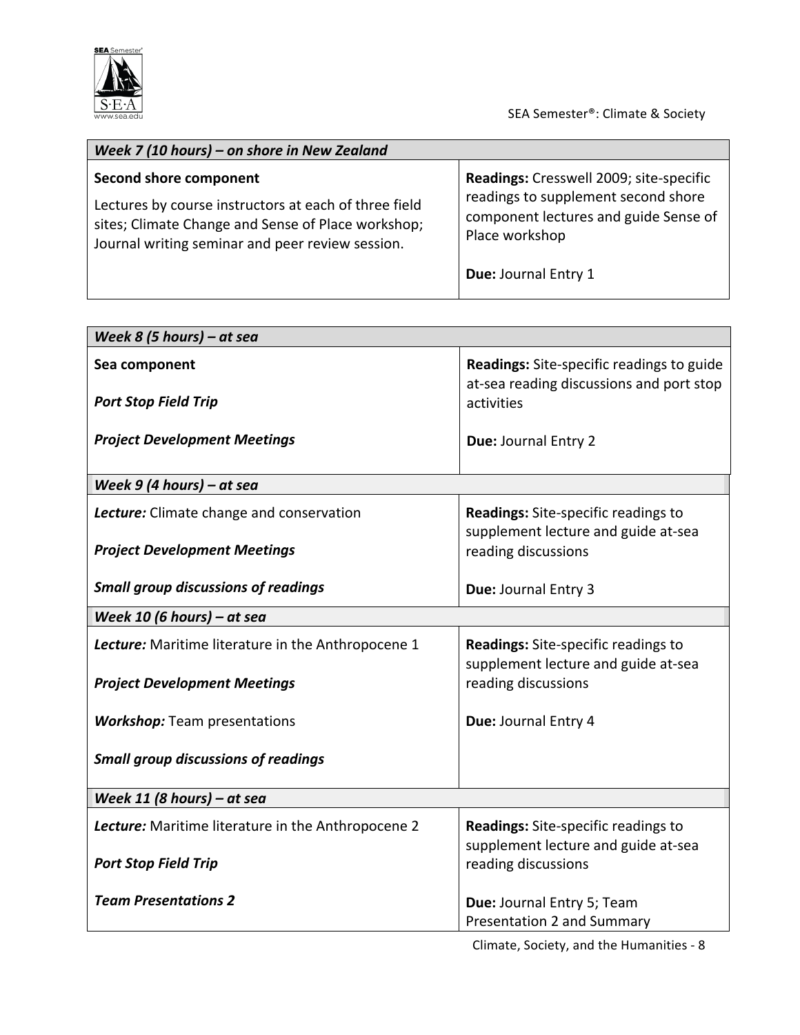| *Week 7 (10 hours) – on shore in New Zealand* | |
|---|---|
| **Second shore component**<br><br>Lectures by course instructors at each of three field sites; Climate Change and Sense of Place workshop; Journal writing seminar and peer review session. | **Readings:** Cresswell 2009; site-specific readings to supplement second shore component lectures and guide Sense of Place workshop<br><br>**Due:** Journal Entry 1 |

| *Week 8 (5 hours) – at sea* | |
|---|---|
| **Sea component**<br><br>***Port Stop Field Trip***<br><br>***Project Development Meetings*** | **Readings:** Site-specific readings to guide at-sea reading discussions and port stop activities<br><br>**Due:** Journal Entry 2 |
| ***Week 9 (4 hours) – at sea*** | |
| ***Lecture:*** Climate change and conservation<br><br>***Project Development Meetings***<br><br>***Small group discussions of readings*** | **Readings:** Site-specific readings to supplement lecture and guide at-sea reading discussions<br><br>**Due:** Journal Entry 3 |
| ***Week 10 (6 hours) – at sea*** | |
| ***Lecture:*** Maritime literature in the Anthropocene 1<br><br>***Project Development Meetings***<br><br>***Workshop:*** Team presentations<br><br>***Small group discussions of readings*** | **Readings:** Site-specific readings to supplement lecture and guide at-sea reading discussions<br><br>**Due:** Journal Entry 4 |
| ***Week 11 (8 hours) – at sea*** | |
| ***Lecture:*** Maritime literature in the Anthropocene 2<br><br>***Port Stop Field Trip***<br><br>***Team Presentations 2*** | **Readings:** Site-specific readings to supplement lecture and guide at-sea reading discussions<br><br>**Due:** Journal Entry 5; Team Presentation 2 and Summary |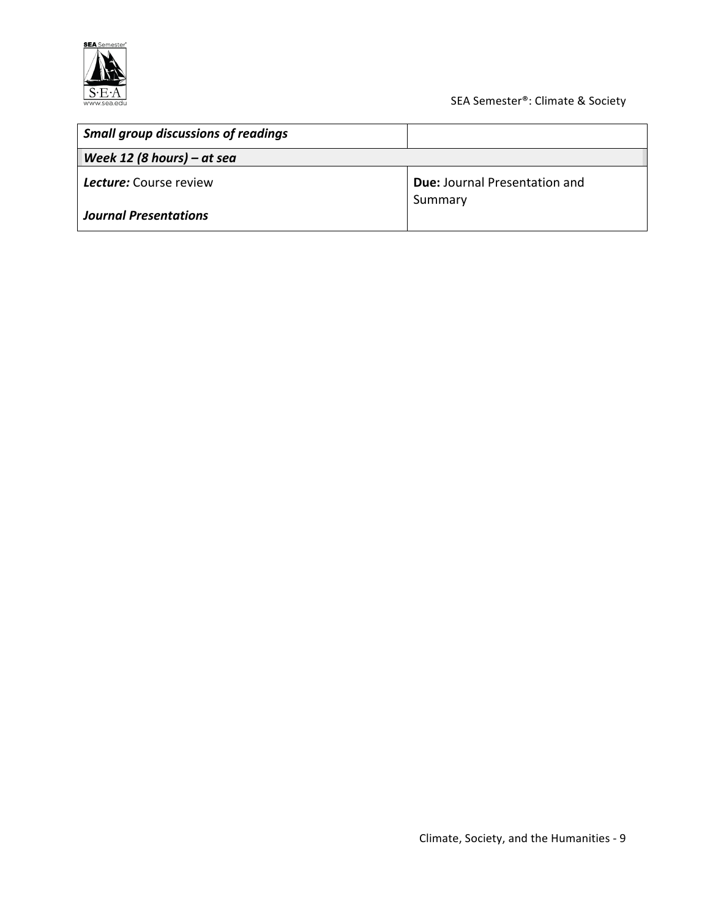| | |
|---|---|
| ***Small group discussions of readings*** | |
| ***Week 12 (8 hours) – at sea*** | |
| ***Lecture:*** Course review<br><br>***Journal Presentations*** | **Due:** Journal Presentation and Summary |